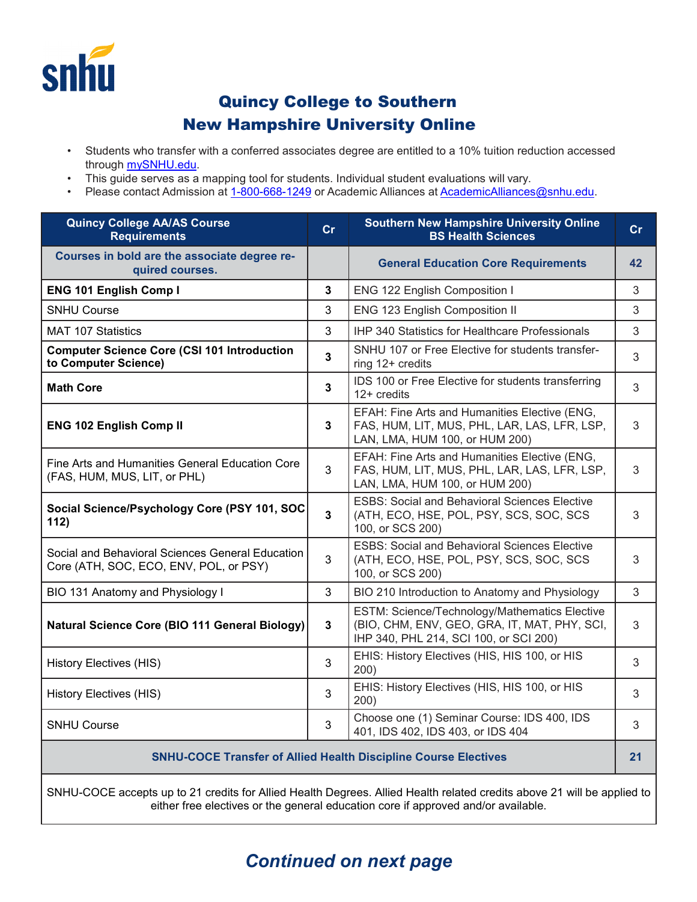# Quincy College to Southern New Hampshire University Online

- Students who transfer with a conferred associates degree are entitled to a 10% tuition reduction accessed through mySNHU.edu.
- This guide serves as a mapping tool for students. Individual student evaluations will vary.
- Please contact Admission at 1-800-668-1249 or Academic Alliances at AcademicAlliances@snhu.edu.

| Quincy College AA/AS Course Requirements | Cr | Southern New Hampshire University Online BS Health Sciences | Cr |
|---|---|---|---|
| Courses in bold are the associate degree required courses. | | General Education Core Requirements | 42 |
| **ENG 101 English Comp I** | **3** | ENG 122 English Composition I | 3 |
| SNHU Course | 3 | ENG 123 English Composition II | 3 |
| MAT 107 Statistics | 3 | IHP 340 Statistics for Healthcare Professionals | 3 |
| **Computer Science Core (CSI 101 Introduction to Computer Science)** | **3** | SNHU 107 or Free Elective for students transferring 12+ credits | 3 |
| **Math Core** | **3** | IDS 100 or Free Elective for students transferring 12+ credits | 3 |
| **ENG 102 English Comp II** | **3** | EFAH: Fine Arts and Humanities Elective (ENG, FAS, HUM, LIT, MUS, PHL, LAR, LAS, LFR, LSP, LAN, LMA, HUM 100, or HUM 200) | 3 |
| Fine Arts and Humanities General Education Core (FAS, HUM, MUS, LIT, or PHL) | 3 | EFAH: Fine Arts and Humanities Elective (ENG, FAS, HUM, LIT, MUS, PHL, LAR, LAS, LFR, LSP, LAN, LMA, HUM 100, or HUM 200) | 3 |
| **Social Science/Psychology Core (PSY 101, SOC 112)** | **3** | ESBS: Social and Behavioral Sciences Elective (ATH, ECO, HSE, POL, PSY, SCS, SOC, SCS 100, or SCS 200) | 3 |
| Social and Behavioral Sciences General Education Core (ATH, SOC, ECO, ENV, POL, or PSY) | 3 | ESBS: Social and Behavioral Sciences Elective (ATH, ECO, HSE, POL, PSY, SCS, SOC, SCS 100, or SCS 200) | 3 |
| BIO 131 Anatomy and Physiology I | 3 | BIO 210 Introduction to Anatomy and Physiology | 3 |
| **Natural Science Core (BIO 111 General Biology)** | **3** | ESTM: Science/Technology/Mathematics Elective (BIO, CHM, ENV, GEO, GRA, IT, MAT, PHY, SCI, IHP 340, PHL 214, SCI 100, or SCI 200) | 3 |
| History Electives (HIS) | 3 | EHIS: History Electives (HIS, HIS 100, or HIS 200) | 3 |
| History Electives (HIS) | 3 | EHIS: History Electives (HIS, HIS 100, or HIS 200) | 3 |
| SNHU Course | 3 | Choose one (1) Seminar Course: IDS 400, IDS 401, IDS 402, IDS 403, or IDS 404 | 3 |
| SNHU-COCE Transfer of Allied Health Discipline Course Electives | | | 21 |
| SNHU-COCE accepts up to 21 credits for Allied Health Degrees. Allied Health related credits above 21 will be applied to either free electives or the general education core if approved and/or available. | | | |

***Continued on next page***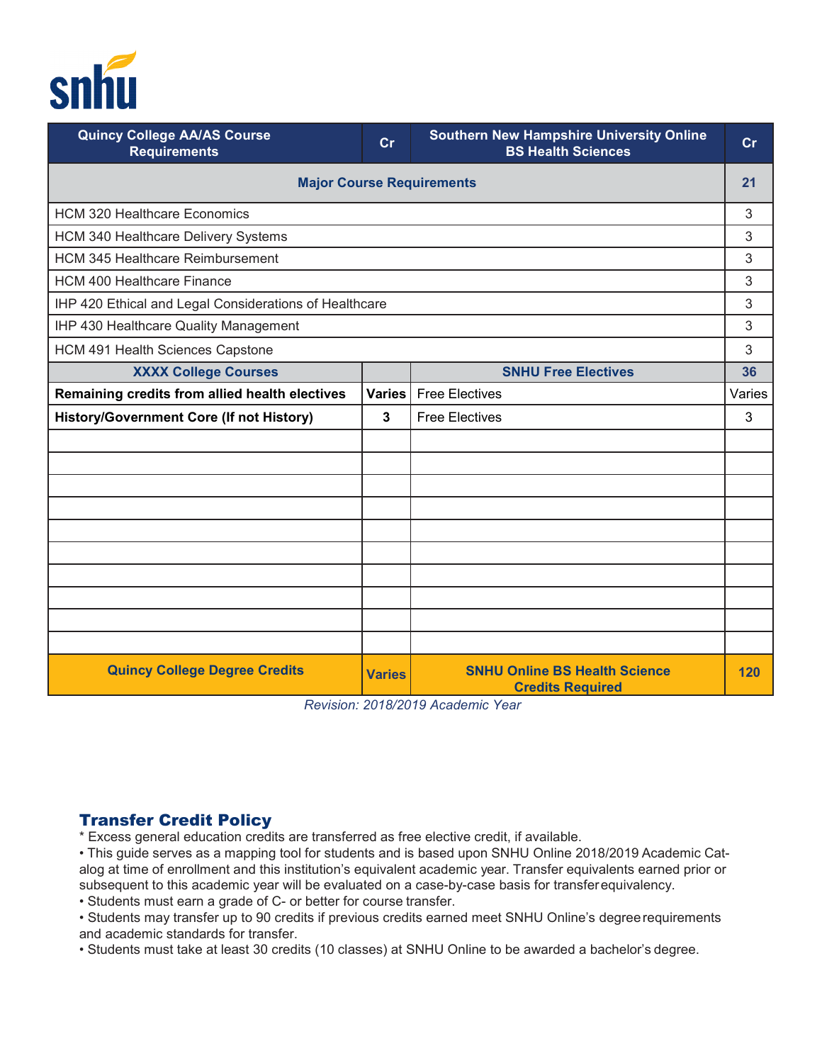| Quincy College AA/AS Course Requirements | Cr | Southern New Hampshire University Online BS Health Sciences | Cr |
|---|---|---|---|
| **Major Course Requirements** | | | **21** |
| HCM 320 Healthcare Economics | | | 3 |
| HCM 340 Healthcare Delivery Systems | | | 3 |
| HCM 345 Healthcare Reimbursement | | | 3 |
| HCM 400 Healthcare Finance | | | 3 |
| IHP 420 Ethical and Legal Considerations of Healthcare | | | 3 |
| IHP 430 Healthcare Quality Management | | | 3 |
| HCM 491 Health Sciences Capstone | | | 3 |
| **XXXX College Courses** | | **SNHU Free Electives** | **36** |
| **Remaining credits from allied health electives** | **Varies** | Free Electives | Varies |
| **History/Government Core (If not History)** | **3** | Free Electives | 3 |
| | | | |
| | | | |
| | | | |
| | | | |
| | | | |
| | | | |
| | | | |
| | | | |
| | | | |
| | | | |
| **Quincy College Degree Credits** | **Varies** | **SNHU Online BS Health Science Credits Required** | **120** |

*Revision: 2018/2019 Academic Year*

## Transfer Credit Policy

\* Excess general education credits are transferred as free elective credit, if available.

- This guide serves as a mapping tool for students and is based upon SNHU Online 2018/2019 Academic Catalog at time of enrollment and this institution's equivalent academic year. Transfer equivalents earned prior or subsequent to this academic year will be evaluated on a case-by-case basis for transfer equivalency.
- Students must earn a grade of C- or better for course transfer.
- Students may transfer up to 90 credits if previous credits earned meet SNHU Online's degree requirements and academic standards for transfer.
- Students must take at least 30 credits (10 classes) at SNHU Online to be awarded a bachelor's degree.